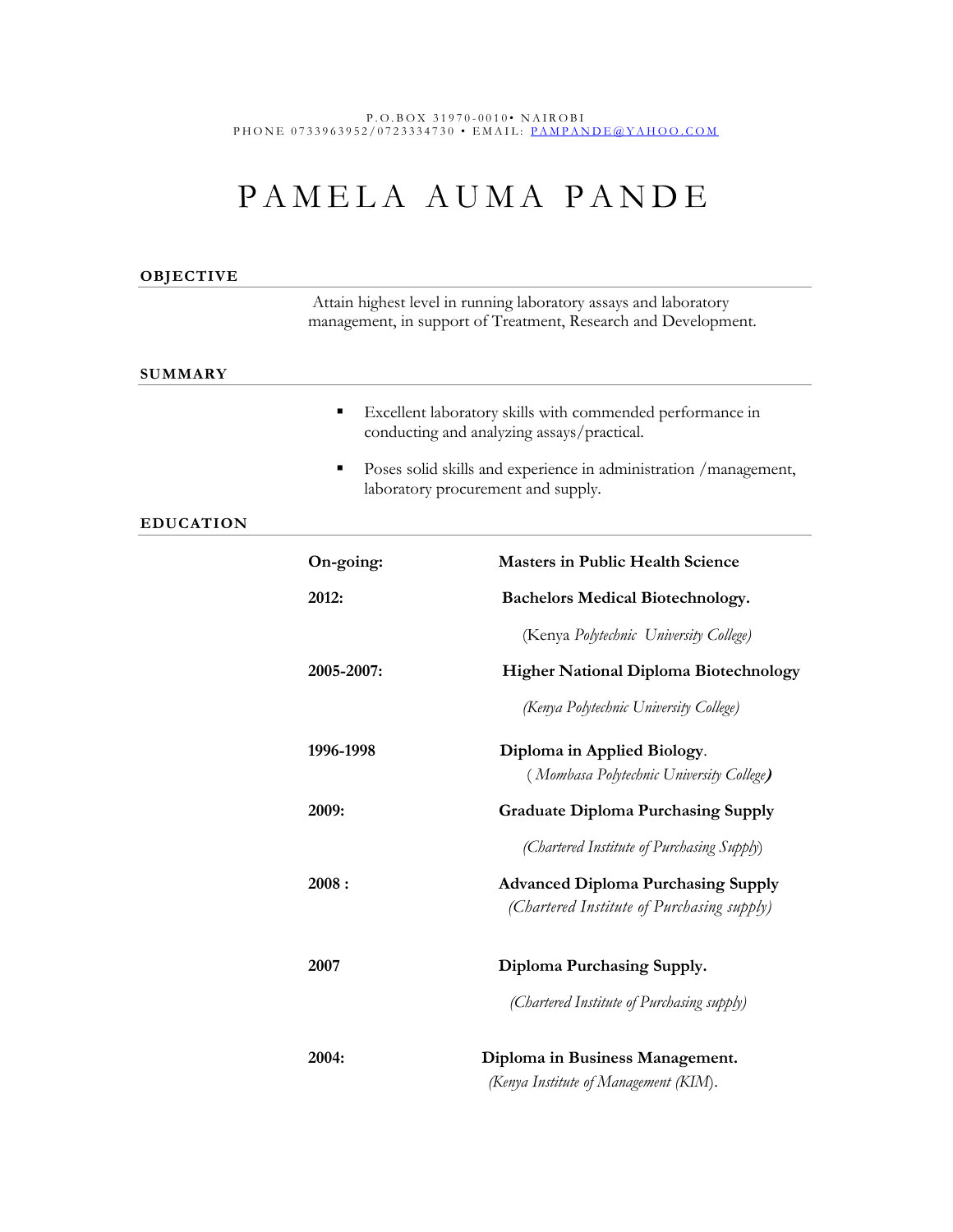P.O.BOX 31970-0010• NAIROBI
PHONE 0733963952/0723334730 • EMAIL: PAMPANDE@YAHOO.COM

# PAMELA AUMA PANDE

## OBJECTIVE

Attain highest level in running laboratory assays and laboratory management, in support of Treatment, Research and Development.

## SUMMARY

- Excellent laboratory skills with commended performance in conducting and analyzing assays/practical.
- Poses solid skills and experience in administration /management, laboratory procurement and supply.

## EDUCATION

**On-going:** **Masters in Public Health Science**

**2012:** **Bachelors Medical Biotechnology.**
(Kenya *Polytechnic University College)*

**2005-2007:** **Higher National Diploma Biotechnology**
*(Kenya Polytechnic University College)*

**1996-1998** **Diploma in Applied Biology**.
( *Mombasa Polytechnic University College)*

**2009:** **Graduate Diploma Purchasing Supply**
*(Chartered Institute of Purchasing Supply)*

**2008 :** **Advanced Diploma Purchasing Supply**
*(Chartered Institute of Purchasing supply)*

**2007** **Diploma Purchasing Supply.**
*(Chartered Institute of Purchasing supply)*

**2004:** **Diploma in Business Management.**
*(Kenya Institute of Management (KIM)*.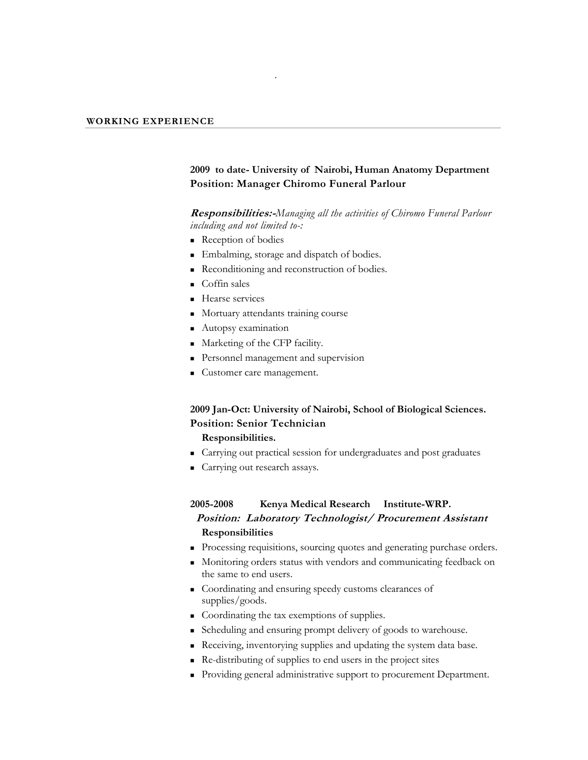## WORKING EXPERIENCE

**2009 to date- University of Nairobi, Human Anatomy Department**
**Position: Manager Chiromo Funeral Parlour**

***Responsibilities:-****Managing all the activities of Chiromo Funeral Parlour including and not limited to-:*

- Reception of bodies
- Embalming, storage and dispatch of bodies.
- Reconditioning and reconstruction of bodies.
- Coffin sales
- Hearse services
- Mortuary attendants training course
- Autopsy examination
- Marketing of the CFP facility.
- Personnel management and supervision
- Customer care management.

**2009 Jan-Oct: University of Nairobi, School of Biological Sciences.**
**Position: Senior Technician**

**Responsibilities.**

- Carrying out practical session for undergraduates and post graduates
- Carrying out research assays.

**2005-2008 Kenya Medical Research Institute-WRP.**

***Position: Laboratory Technologist/ Procurement Assistant***

**Responsibilities**

- Processing requisitions, sourcing quotes and generating purchase orders.
- Monitoring orders status with vendors and communicating feedback on the same to end users.
- Coordinating and ensuring speedy customs clearances of supplies/goods.
- Coordinating the tax exemptions of supplies.
- Scheduling and ensuring prompt delivery of goods to warehouse.
- Receiving, inventorying supplies and updating the system data base.
- Re-distributing of supplies to end users in the project sites
- Providing general administrative support to procurement Department.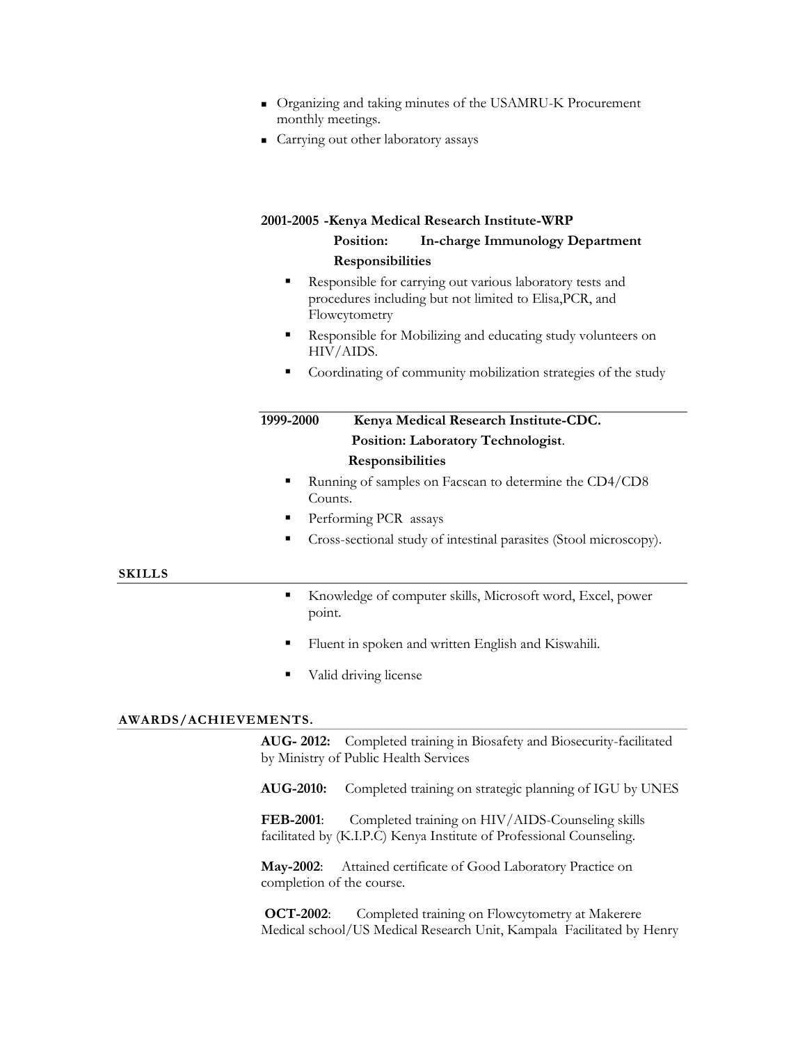- Organizing and taking minutes of the USAMRU-K Procurement monthly meetings.
- Carrying out other laboratory assays

**2001-2005 -Kenya Medical Research Institute-WRP**

**Position: In-charge Immunology Department**

**Responsibilities**

- Responsible for carrying out various laboratory tests and procedures including but not limited to Elisa,PCR, and Flowcytometry
- Responsible for Mobilizing and educating study volunteers on HIV/AIDS.
- Coordinating of community mobilization strategies of the study

---

**1999-2000 Kenya Medical Research Institute-CDC.**

**Position: Laboratory Technologist**.

**Responsibilities**

- Running of samples on Facscan to determine the CD4/CD8 Counts.
- Performing PCR assays
- Cross-sectional study of intestinal parasites (Stool microscopy).

## SKILLS

- Knowledge of computer skills, Microsoft word, Excel, power point.
- Fluent in spoken and written English and Kiswahili.
- Valid driving license

## AWARDS/ACHIEVEMENTS.

**AUG- 2012:** Completed training in Biosafety and Biosecurity-facilitated by Ministry of Public Health Services

**AUG-2010:** Completed training on strategic planning of IGU by UNES

**FEB-2001**: Completed training on HIV/AIDS-Counseling skills facilitated by (K.I.P.C) Kenya Institute of Professional Counseling.

**May-2002**: Attained certificate of Good Laboratory Practice on completion of the course.

**OCT-2002**: Completed training on Flowcytometry at Makerere Medical school/US Medical Research Unit, Kampala Facilitated by Henry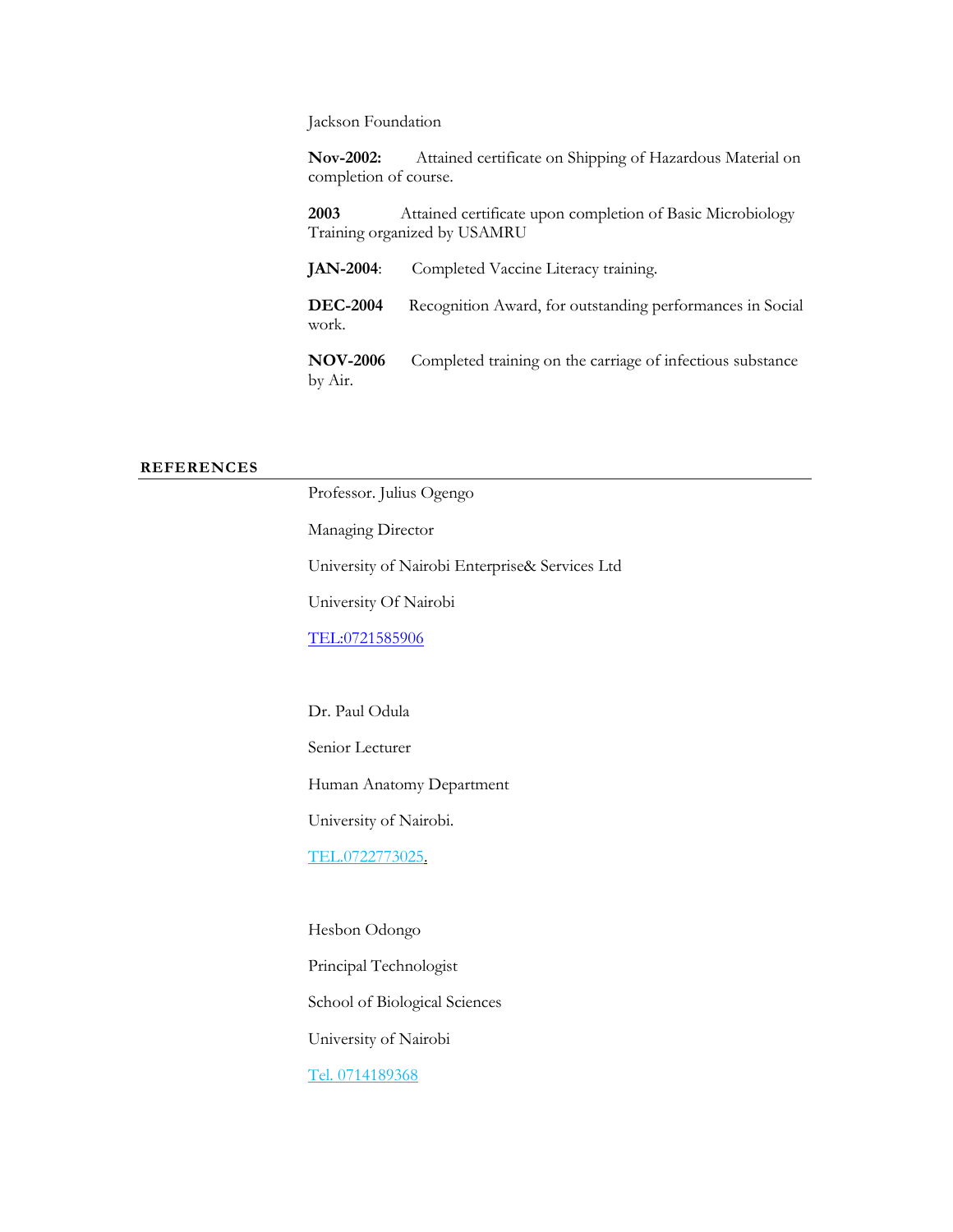Jackson Foundation

**Nov-2002:** Attained certificate on Shipping of Hazardous Material on completion of course.

**2003** Attained certificate upon completion of Basic Microbiology Training organized by USAMRU

**JAN-2004**: Completed Vaccine Literacy training.

**DEC-2004** Recognition Award, for outstanding performances in Social work.

**NOV-2006** Completed training on the carriage of infectious substance by Air.

## REFERENCES

Professor. Julius Ogengo

Managing Director

University of Nairobi Enterprise& Services Ltd

University Of Nairobi

TEL:0721585906

Dr. Paul Odula

Senior Lecturer

Human Anatomy Department

University of Nairobi.

TEL.0722773025.

Hesbon Odongo

Principal Technologist

School of Biological Sciences

University of Nairobi

Tel. 0714189368